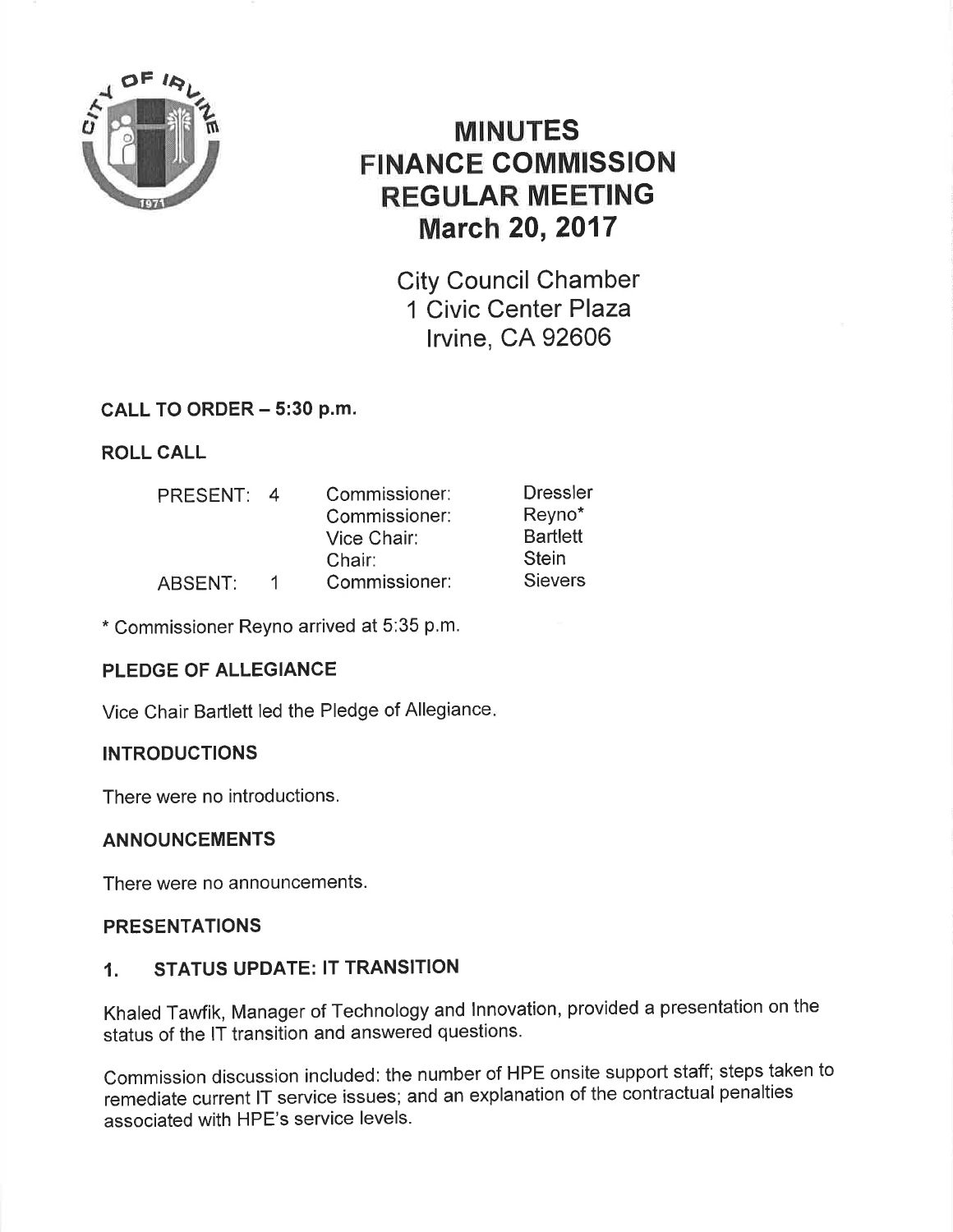# MINUTES
# FINANCE COMMISSION
# REGULAR MEETING
# March 20, 2017

City Council Chamber
1 Civic Center Plaza
Irvine, CA 92606

## CALL TO ORDER – 5:30 p.m.

## ROLL CALL

| | | | |
|---|---|---|---|
| PRESENT: | 4 | Commissioner: | Dressler |
| | | Commissioner: | Reyno* |
| | | Vice Chair: | Bartlett |
| | | Chair: | Stein |
| ABSENT: | 1 | Commissioner: | Sievers |

\* Commissioner Reyno arrived at 5:35 p.m.

## PLEDGE OF ALLEGIANCE

Vice Chair Bartlett led the Pledge of Allegiance.

## INTRODUCTIONS

There were no introductions.

## ANNOUNCEMENTS

There were no announcements.

## PRESENTATIONS

### 1. STATUS UPDATE: IT TRANSITION

Khaled Tawfik, Manager of Technology and Innovation, provided a presentation on the status of the IT transition and answered questions.

Commission discussion included: the number of HPE onsite support staff; steps taken to remediate current IT service issues; and an explanation of the contractual penalties associated with HPE's service levels.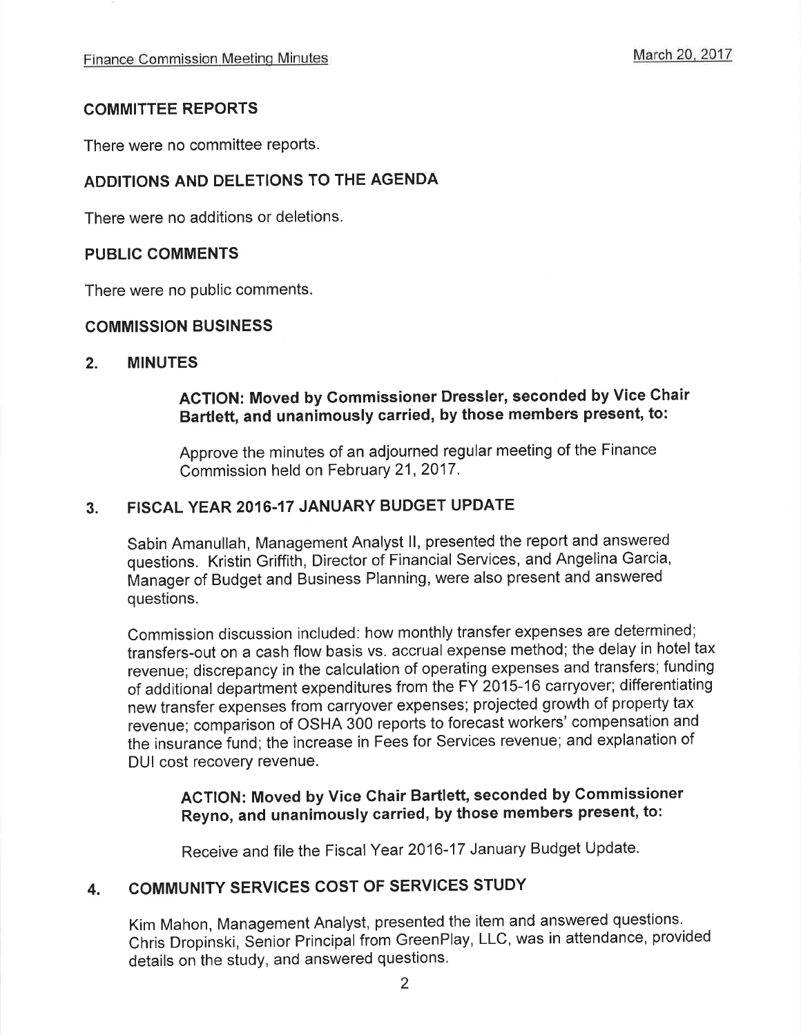## COMMITTEE REPORTS

There were no committee reports.

## ADDITIONS AND DELETIONS TO THE AGENDA

There were no additions or deletions.

## PUBLIC COMMENTS

There were no public comments.

## COMMISSION BUSINESS

### 2. MINUTES

**ACTION: Moved by Commissioner Dressler, seconded by Vice Chair Bartlett, and unanimously carried, by those members present, to:**

Approve the minutes of an adjourned regular meeting of the Finance Commission held on February 21, 2017.

### 3. FISCAL YEAR 2016-17 JANUARY BUDGET UPDATE

Sabin Amanullah, Management Analyst II, presented the report and answered questions. Kristin Griffith, Director of Financial Services, and Angelina Garcia, Manager of Budget and Business Planning, were also present and answered questions.

Commission discussion included: how monthly transfer expenses are determined; transfers-out on a cash flow basis vs. accrual expense method; the delay in hotel tax revenue; discrepancy in the calculation of operating expenses and transfers; funding of additional department expenditures from the FY 2015-16 carryover; differentiating new transfer expenses from carryover expenses; projected growth of property tax revenue; comparison of OSHA 300 reports to forecast workers' compensation and the insurance fund; the increase in Fees for Services revenue; and explanation of DUI cost recovery revenue.

**ACTION: Moved by Vice Chair Bartlett, seconded by Commissioner Reyno, and unanimously carried, by those members present, to:**

Receive and file the Fiscal Year 2016-17 January Budget Update.

### 4. COMMUNITY SERVICES COST OF SERVICES STUDY

Kim Mahon, Management Analyst, presented the item and answered questions. Chris Dropinski, Senior Principal from GreenPlay, LLC, was in attendance, provided details on the study, and answered questions.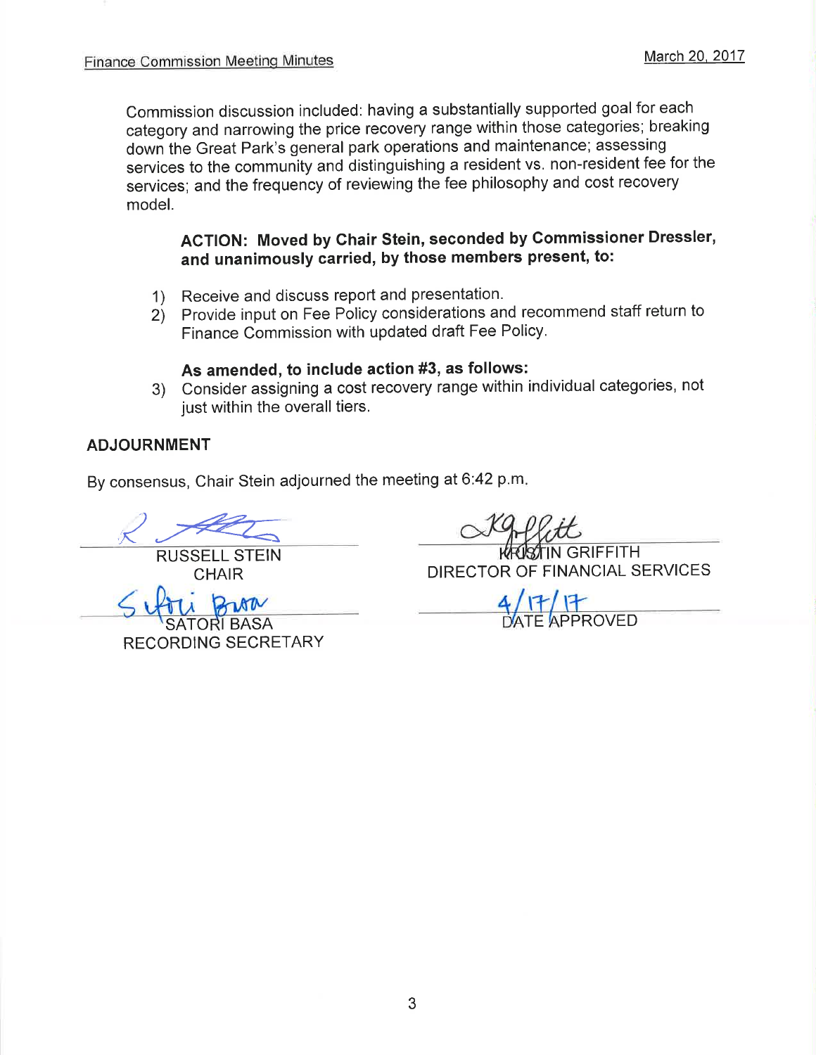Commission discussion included: having a substantially supported goal for each category and narrowing the price recovery range within those categories; breaking down the Great Park's general park operations and maintenance; assessing services to the community and distinguishing a resident vs. non-resident fee for the services; and the frequency of reviewing the fee philosophy and cost recovery model.

**ACTION: Moved by Chair Stein, seconded by Commissioner Dressler, and unanimously carried, by those members present, to:**

1) Receive and discuss report and presentation.
2) Provide input on Fee Policy considerations and recommend staff return to Finance Commission with updated draft Fee Policy.

**As amended, to include action #3, as follows:**

3) Consider assigning a cost recovery range within individual categories, not just within the overall tiers.

## ADJOURNMENT

By consensus, Chair Stein adjourned the meeting at 6:42 p.m.

RUSSELL STEIN
CHAIR

SATORI BASA
RECORDING SECRETARY

KRISTIN GRIFFITH
DIRECTOR OF FINANCIAL SERVICES

4/17/17
DATE APPROVED